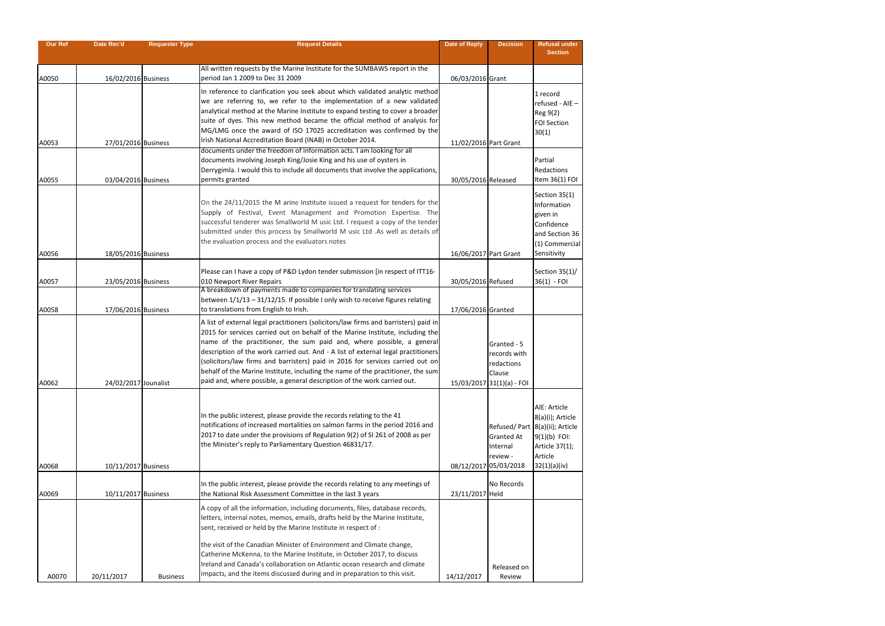| Our Ref | Date Rec'd | Requester Type | Request Details | Date of Reply | Decision | Refusal under Section |
|---|---|---|---|---|---|---|
| A0050 | 16/02/2016 | Business | All written requests by the Marine Institute for the SUMBAWS report in the period Jan 1 2009 to Dec 31 2009 | 06/03/2016 | Grant | |
| A0053 | 27/01/2016 | Business | In reference to clarification you seek about which validated analytic method we are referring to, we refer to the implementation of a new validated analytical method at the Marine Institute to expand testing to cover a broader suite of dyes. This new method became the official method of analysis for MG/LMG once the award of ISO 17025 accreditation was confirmed by the Irish National Accreditation Board (INAB) in October 2014. | 11/02/2016 | Part Grant | 1 record refused - AIE – Reg 9(2) FOI Section 30(1) |
| A0055 | 03/04/2016 | Business | documents under the freedom of information acts. I am looking for all documents involving Joseph King/Josie King and his use of oysters in Derrygimla. I would this to include all documents that involve the applications, permits granted | 30/05/2016 | Released | Partial Redactions Item 36(1) FOI |
| A0056 | 18/05/2016 | Business | On the 24/11/2015 the M arine Institute issued a request for tenders for the Supply of Festival, Event Management and Promotion Expertise. The successful tenderer was Smallworld M usic Ltd. I request a copy of the tender submitted under this process by Smallworld M usic Ltd .As well as details of the evaluation process and the evaluators notes | 16/06/2017 | Part Grant | Section 35(1) Information given in Confidence and Section 36 (1) Commercial Sensitivity |
| A0057 | 23/05/2016 | Business | Please can I have a copy of P&D Lydon tender submission [in respect of ITT16-010 Newport River Repairs | 30/05/2016 | Refused | Section 35(1)/ 36(1) - FOI |
| A0058 | 17/06/2016 | Business | A breakdown of payments made to companies for translating services between 1/1/13 – 31/12/15. If possible I only wish to receive figures relating to translations from English to Irish. | 17/06/2016 | Granted | |
| A0062 | 24/02/2017 | Jounalist | A list of external legal practitioners (solicitors/law firms and barristers) paid in 2015 for services carried out on behalf of the Marine Institute, including the name of the practitioner, the sum paid and, where possible, a general description of the work carried out. And - A list of external legal practitioners (solicitors/law firms and barristers) paid in 2016 for services carried out on behalf of the Marine Institute, including the name of the practitioner, the sum paid and, where possible, a general description of the work carried out. | 15/03/2017 | Granted - 5 records with redactions Clause 31(1)(a) - FOI | |
| A0068 | 10/11/2017 | Business | In the public interest, please provide the records relating to the 41 notifications of increased mortalities on salmon farms in the period 2016 and 2017 to date under the provisions of Regulation 9(2) of SI 261 of 2008 as per the Minister's reply to Parliamentary Question 46831/17. | 08/12/2017 | Refused/ Part Granted At Internal review - 05/03/2018 | AIE: Article 8(a)(i); Article 8(a)(ii); Article 9(1)(b) FOI: Article 37(1); Article 32(1)(a)(iv) |
| A0069 | 10/11/2017 | Business | In the public interest, please provide the records relating to any meetings of the National Risk Assessment Committee in the last 3 years | 23/11/2017 | No Records Held | |
| A0070 | 20/11/2017 | Business | A copy of all the information, including documents, files, database records, letters, internal notes, memos, emails, drafts held by the Marine Institute, sent, received or held by the Marine Institute in respect of :<br><br>the visit of the Canadian Minister of Environment and Climate change, Catherine McKenna, to the Marine Institute, in October 2017, to discuss Ireland and Canada's collaboration on Atlantic ocean research and climate impacts, and the items discussed during and in preparation to this visit. | 14/12/2017 | Released on Review | |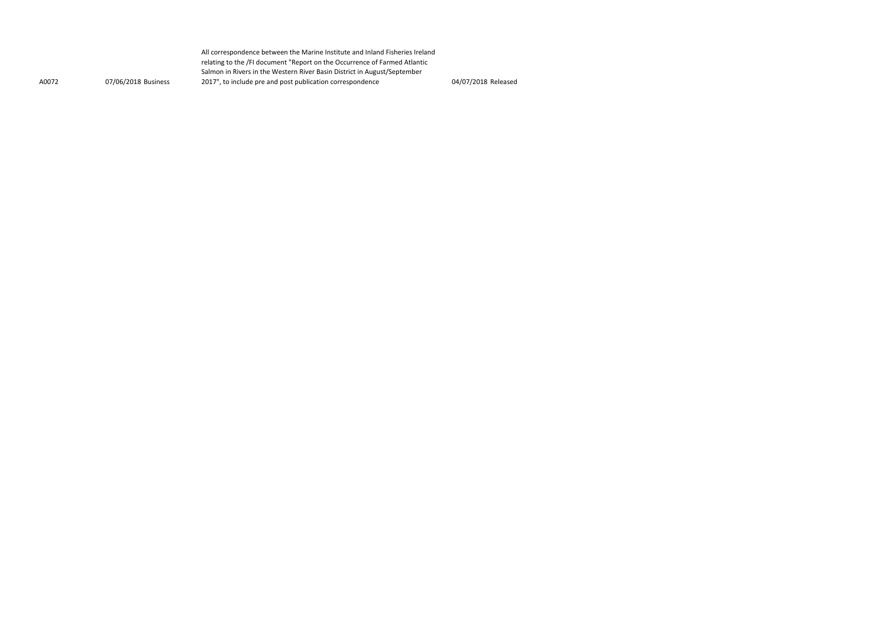| | | | | | |
|---|---|---|---|---|---|
| A0072 | 07/06/2018 | Business | All correspondence between the Marine Institute and Inland Fisheries Ireland relating to the /FI document "Report on the Occurrence of Farmed Atlantic Salmon in Rivers in the Western River Basin District in August/September 2017", to include pre and post publication correspondence | 04/07/2018 | Released |